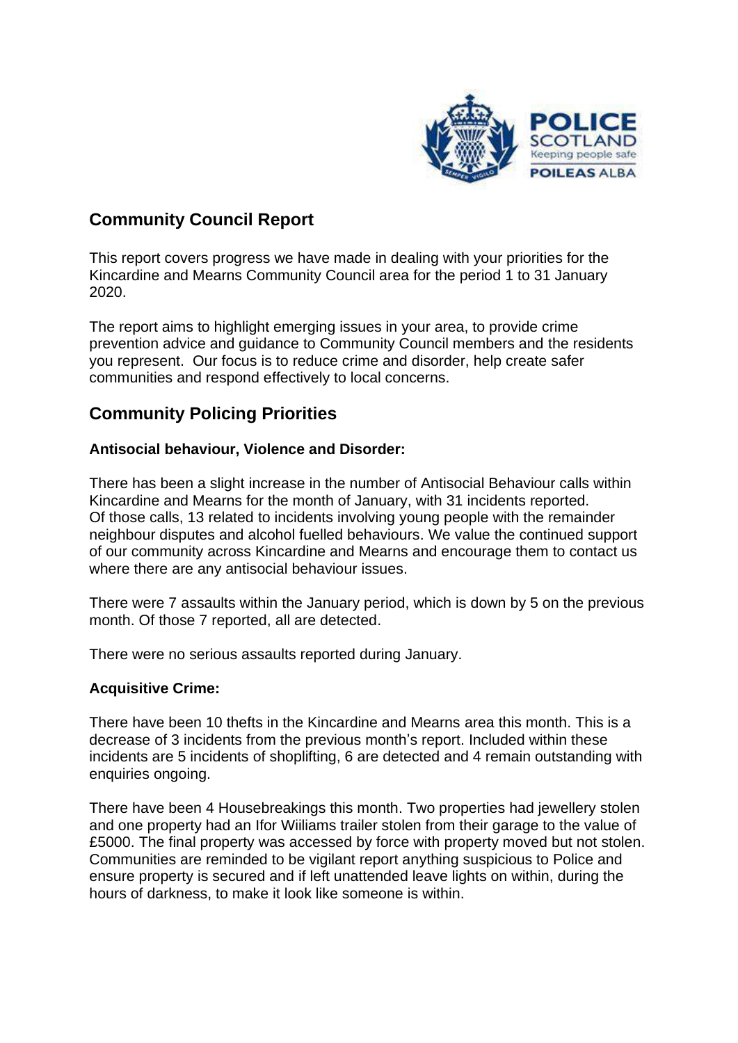## Community Council Report

This report covers progress we have made in dealing with your priorities for the Kincardine and Mearns Community Council area for the period 1 to 31 January 2020.

The report aims to highlight emerging issues in your area, to provide crime prevention advice and guidance to Community Council members and the residents you represent. Our focus is to reduce crime and disorder, help create safer communities and respond effectively to local concerns.

## Community Policing Priorities

### Antisocial behaviour, Violence and Disorder:

There has been a slight increase in the number of Antisocial Behaviour calls within Kincardine and Mearns for the month of January, with 31 incidents reported. Of those calls, 13 related to incidents involving young people with the remainder neighbour disputes and alcohol fuelled behaviours. We value the continued support of our community across Kincardine and Mearns and encourage them to contact us where there are any antisocial behaviour issues.

There were 7 assaults within the January period, which is down by 5 on the previous month. Of those 7 reported, all are detected.

There were no serious assaults reported during January.

### Acquisitive Crime:

There have been 10 thefts in the Kincardine and Mearns area this month. This is a decrease of 3 incidents from the previous month's report. Included within these incidents are 5 incidents of shoplifting, 6 are detected and 4 remain outstanding with enquiries ongoing.

There have been 4 Housebreakings this month. Two properties had jewellery stolen and one property had an Ifor Wiiliams trailer stolen from their garage to the value of £5000. The final property was accessed by force with property moved but not stolen. Communities are reminded to be vigilant report anything suspicious to Police and ensure property is secured and if left unattended leave lights on within, during the hours of darkness, to make it look like someone is within.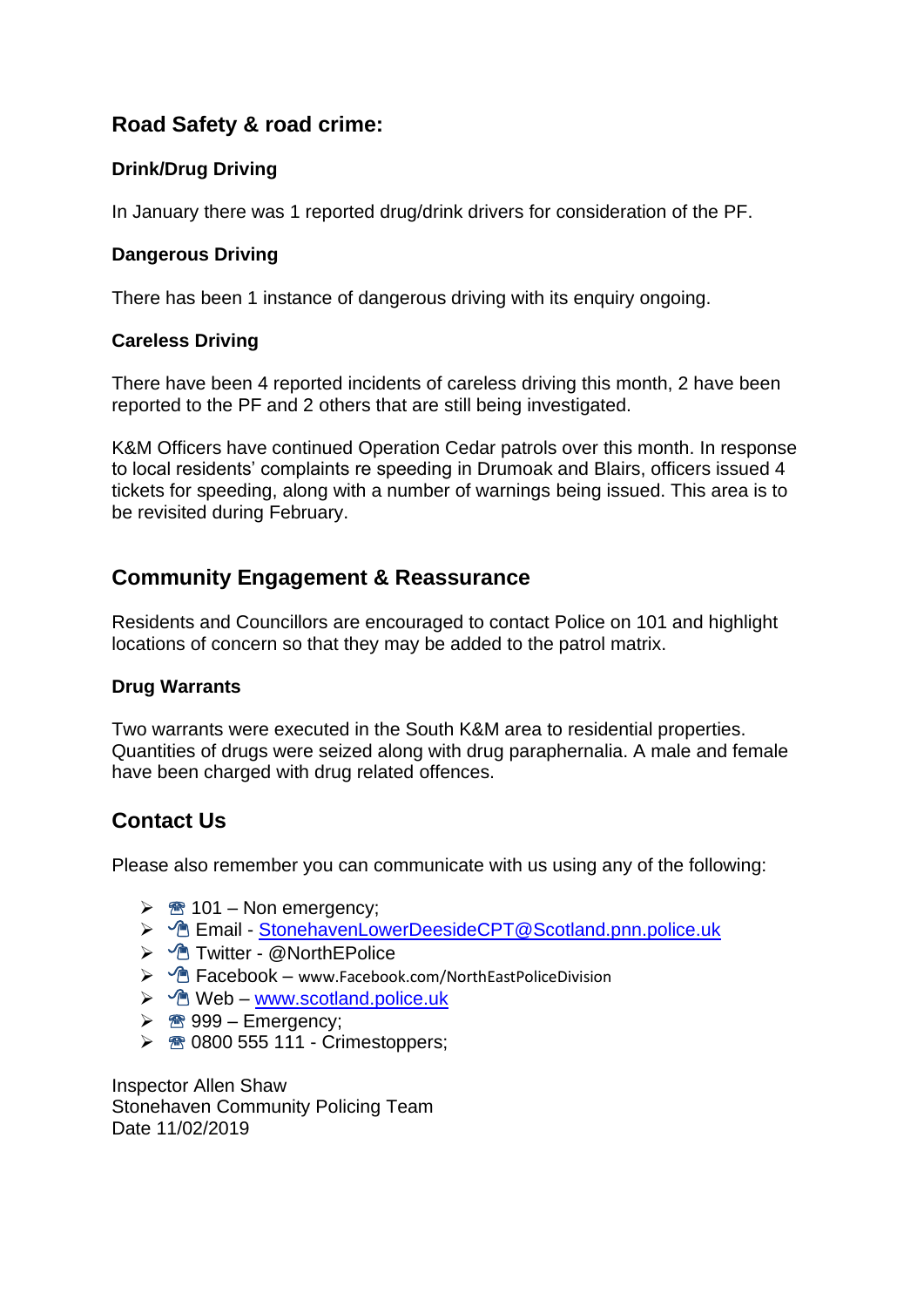## Road Safety & road crime:

### Drink/Drug Driving

In January there was 1 reported drug/drink drivers for consideration of the PF.

### Dangerous Driving

There has been 1 instance of dangerous driving with its enquiry ongoing.

### Careless Driving

There have been 4 reported incidents of careless driving this month, 2 have been reported to the PF and 2 others that are still being investigated.

K&M Officers have continued Operation Cedar patrols over this month. In response to local residents' complaints re speeding in Drumoak and Blairs, officers issued 4 tickets for speeding, along with a number of warnings being issued. This area is to be revisited during February.

## Community Engagement & Reassurance

Residents and Councillors are encouraged to contact Police on 101 and highlight locations of concern so that they may be added to the patrol matrix.

### Drug Warrants

Two warrants were executed in the South K&M area to residential properties. Quantities of drugs were seized along with drug paraphernalia. A male and female have been charged with drug related offences.

## Contact Us

Please also remember you can communicate with us using any of the following:

- ☎ 101 – Non emergency;
- Email - StonehavenLowerDeesideCPT@Scotland.pnn.police.uk
- Twitter - @NorthEPolice
- Facebook – www.Facebook.com/NorthEastPoliceDivision
- Web – www.scotland.police.uk
- ☎ 999 – Emergency;
- ☎ 0800 555 111 - Crimestoppers;

Inspector Allen Shaw
Stonehaven Community Policing Team
Date 11/02/2019